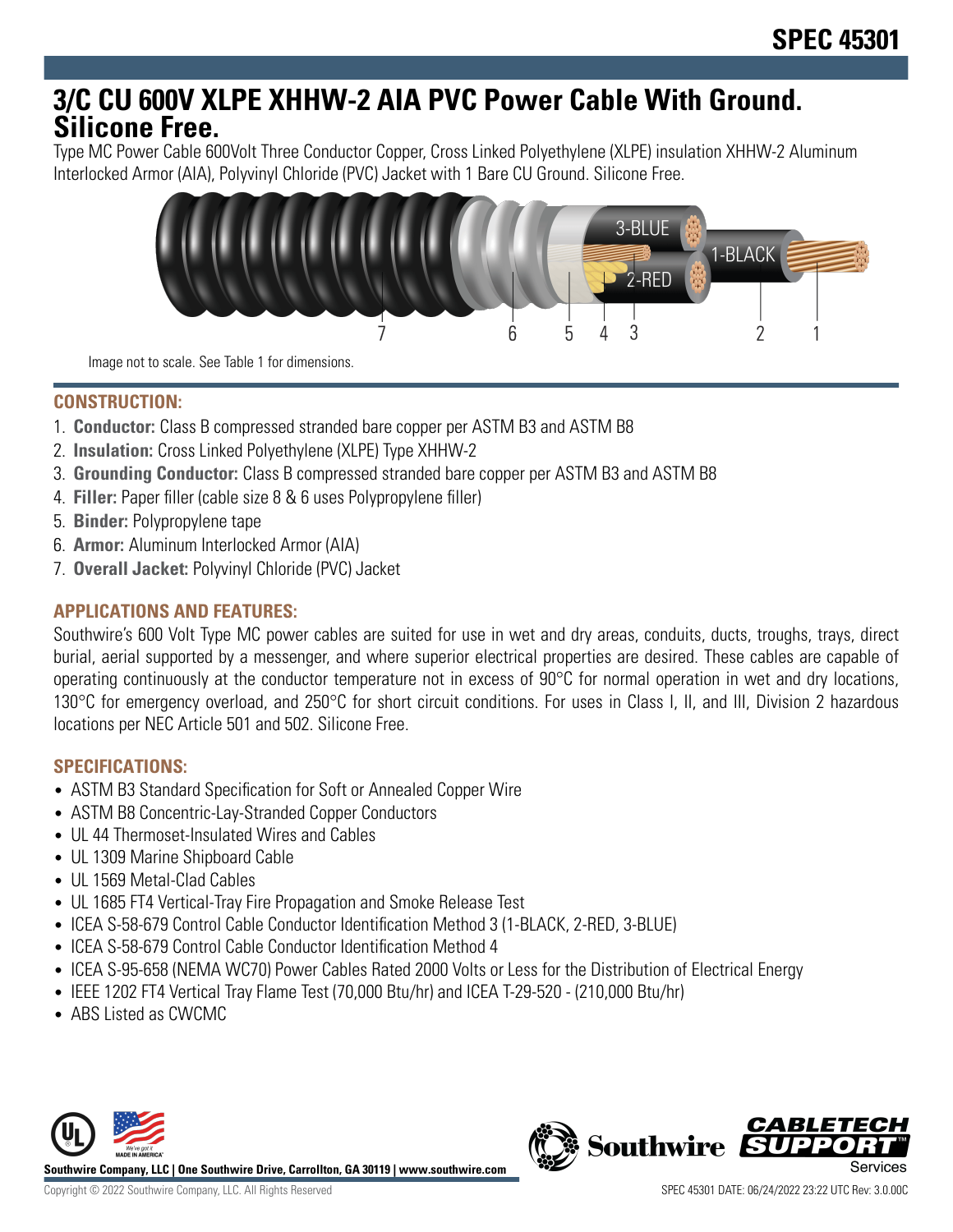# SPEC 45301

## 3/C CU 600V XLPE XHHW-2 AIA PVC Power Cable With Ground. Silicone Free.

Type MC Power Cable 600Volt Three Conductor Copper, Cross Linked Polyethylene (XLPE) insulation XHHW-2 Aluminum Interlocked Armor (AIA), Polyvinyl Chloride (PVC) Jacket with 1 Bare CU Ground. Silicone Free.

Image not to scale. See Table 1 for dimensions.

### CONSTRUCTION:

1. **Conductor:** Class B compressed stranded bare copper per ASTM B3 and ASTM B8
2. **Insulation:** Cross Linked Polyethylene (XLPE) Type XHHW-2
3. **Grounding Conductor:** Class B compressed stranded bare copper per ASTM B3 and ASTM B8
4. **Filler:** Paper filler (cable size 8 & 6 uses Polypropylene filler)
5. **Binder:** Polypropylene tape
6. **Armor:** Aluminum Interlocked Armor (AIA)
7. **Overall Jacket:** Polyvinyl Chloride (PVC) Jacket

### APPLICATIONS AND FEATURES:

Southwire's 600 Volt Type MC power cables are suited for use in wet and dry areas, conduits, ducts, troughs, trays, direct burial, aerial supported by a messenger, and where superior electrical properties are desired. These cables are capable of operating continuously at the conductor temperature not in excess of 90°C for normal operation in wet and dry locations, 130°C for emergency overload, and 250°C for short circuit conditions. For uses in Class I, II, and III, Division 2 hazardous locations per NEC Article 501 and 502. Silicone Free.

### SPECIFICATIONS:

- ASTM B3 Standard Specification for Soft or Annealed Copper Wire
- ASTM B8 Concentric-Lay-Stranded Copper Conductors
- UL 44 Thermoset-Insulated Wires and Cables
- UL 1309 Marine Shipboard Cable
- UL 1569 Metal-Clad Cables
- UL 1685 FT4 Vertical-Tray Fire Propagation and Smoke Release Test
- ICEA S-58-679 Control Cable Conductor Identification Method 3 (1-BLACK, 2-RED, 3-BLUE)
- ICEA S-58-679 Control Cable Conductor Identification Method 4
- ICEA S-95-658 (NEMA WC70) Power Cables Rated 2000 Volts or Less for the Distribution of Electrical Energy
- IEEE 1202 FT4 Vertical Tray Flame Test (70,000 Btu/hr) and ICEA T-29-520 - (210,000 Btu/hr)
- ABS Listed as CWCMC

Southwire Company, LLC | One Southwire Drive, Carrollton, GA 30119 | www.southwire.com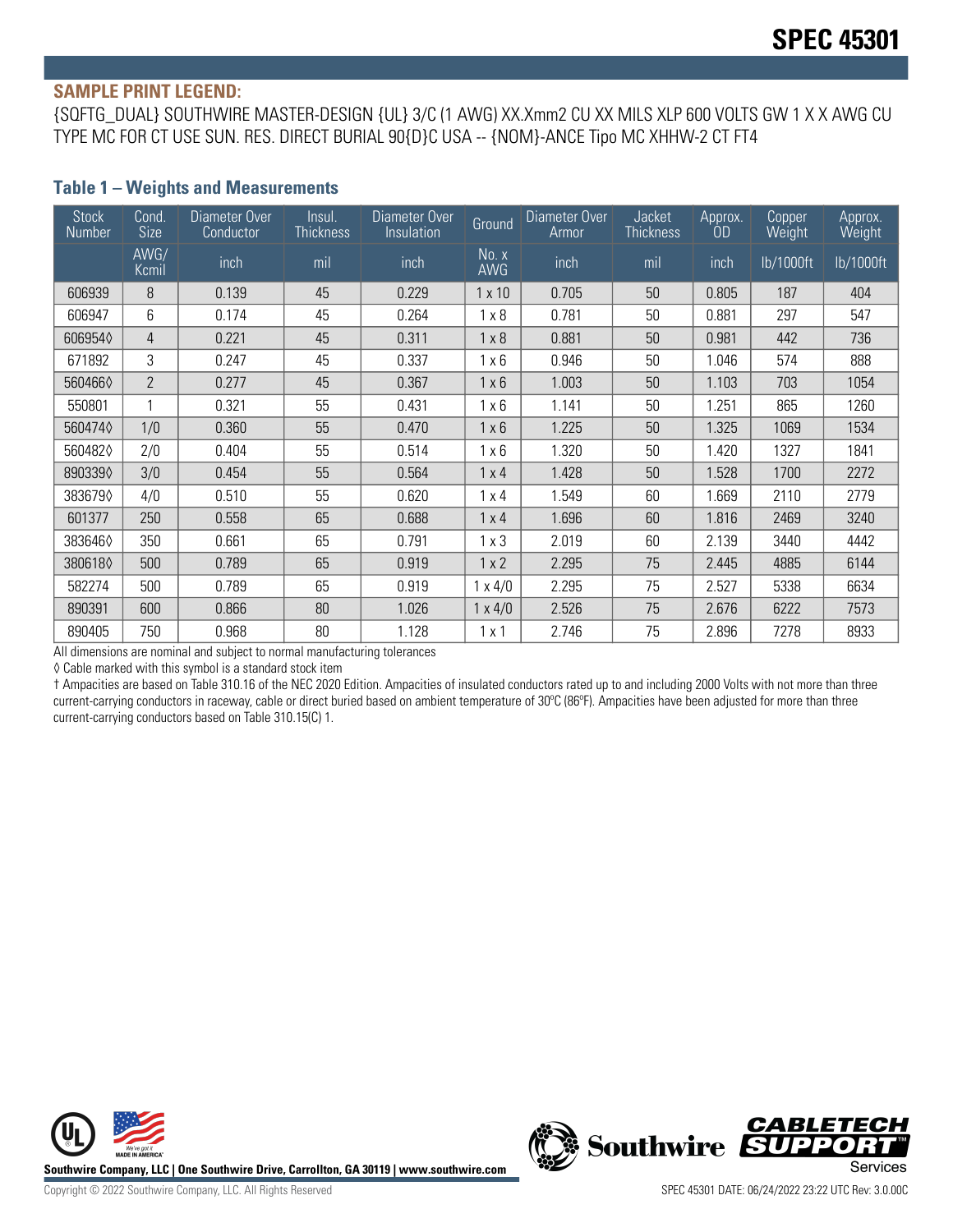## SAMPLE PRINT LEGEND:

{SQFTG_DUAL} SOUTHWIRE MASTER-DESIGN {UL} 3/C (1 AWG) XX.Xmm2 CU XX MILS XLP 600 VOLTS GW 1 X X AWG CU TYPE MC FOR CT USE SUN. RES. DIRECT BURIAL 90{D}C USA -- {NOM}-ANCE Tipo MC XHHW-2 CT FT4

### Table 1 – Weights and Measurements

| Stock Number | Cond. Size | Diameter Over Conductor | Insul. Thickness | Diameter Over Insulation | Ground | Diameter Over Armor | Jacket Thickness | Approx. OD | Copper Weight | Approx. Weight |
|---|---|---|---|---|---|---|---|---|---|---|
| | AWG/ Kcmil | inch | mil | inch | No. x AWG | inch | mil | inch | lb/1000ft | lb/1000ft |
| 606939 | 8 | 0.139 | 45 | 0.229 | 1 x 10 | 0.705 | 50 | 0.805 | 187 | 404 |
| 606947 | 6 | 0.174 | 45 | 0.264 | 1 x 8 | 0.781 | 50 | 0.881 | 297 | 547 |
| 606954◊ | 4 | 0.221 | 45 | 0.311 | 1 x 8 | 0.881 | 50 | 0.981 | 442 | 736 |
| 671892 | 3 | 0.247 | 45 | 0.337 | 1 x 6 | 0.946 | 50 | 1.046 | 574 | 888 |
| 560466◊ | 2 | 0.277 | 45 | 0.367 | 1 x 6 | 1.003 | 50 | 1.103 | 703 | 1054 |
| 550801 | 1 | 0.321 | 55 | 0.431 | 1 x 6 | 1.141 | 50 | 1.251 | 865 | 1260 |
| 560474◊ | 1/0 | 0.360 | 55 | 0.470 | 1 x 6 | 1.225 | 50 | 1.325 | 1069 | 1534 |
| 560482◊ | 2/0 | 0.404 | 55 | 0.514 | 1 x 6 | 1.320 | 50 | 1.420 | 1327 | 1841 |
| 890339◊ | 3/0 | 0.454 | 55 | 0.564 | 1 x 4 | 1.428 | 50 | 1.528 | 1700 | 2272 |
| 383679◊ | 4/0 | 0.510 | 55 | 0.620 | 1 x 4 | 1.549 | 60 | 1.669 | 2110 | 2779 |
| 601377 | 250 | 0.558 | 65 | 0.688 | 1 x 4 | 1.696 | 60 | 1.816 | 2469 | 3240 |
| 383646◊ | 350 | 0.661 | 65 | 0.791 | 1 x 3 | 2.019 | 60 | 2.139 | 3440 | 4442 |
| 380618◊ | 500 | 0.789 | 65 | 0.919 | 1 x 2 | 2.295 | 75 | 2.445 | 4885 | 6144 |
| 582274 | 500 | 0.789 | 65 | 0.919 | 1 x 4/0 | 2.295 | 75 | 2.527 | 5338 | 6634 |
| 890391 | 600 | 0.866 | 80 | 1.026 | 1 x 4/0 | 2.526 | 75 | 2.676 | 6222 | 7573 |
| 890405 | 750 | 0.968 | 80 | 1.128 | 1 x 1 | 2.746 | 75 | 2.896 | 7278 | 8933 |

All dimensions are nominal and subject to normal manufacturing tolerances

◊ Cable marked with this symbol is a standard stock item

† Ampacities are based on Table 310.16 of the NEC 2020 Edition. Ampacities of insulated conductors rated up to and including 2000 Volts with not more than three current-carrying conductors in raceway, cable or direct buried based on ambient temperature of 30°C (86°F). Ampacities have been adjusted for more than three current-carrying conductors based on Table 310.15(C) 1.

Southwire Company, LLC | One Southwire Drive, Carrollton, GA 30119 | www.southwire.com

Copyright © 2022 Southwire Company, LLC. All Rights Reserved

SPEC 45301 DATE: 06/24/2022 23:22 UTC Rev: 3.0.00C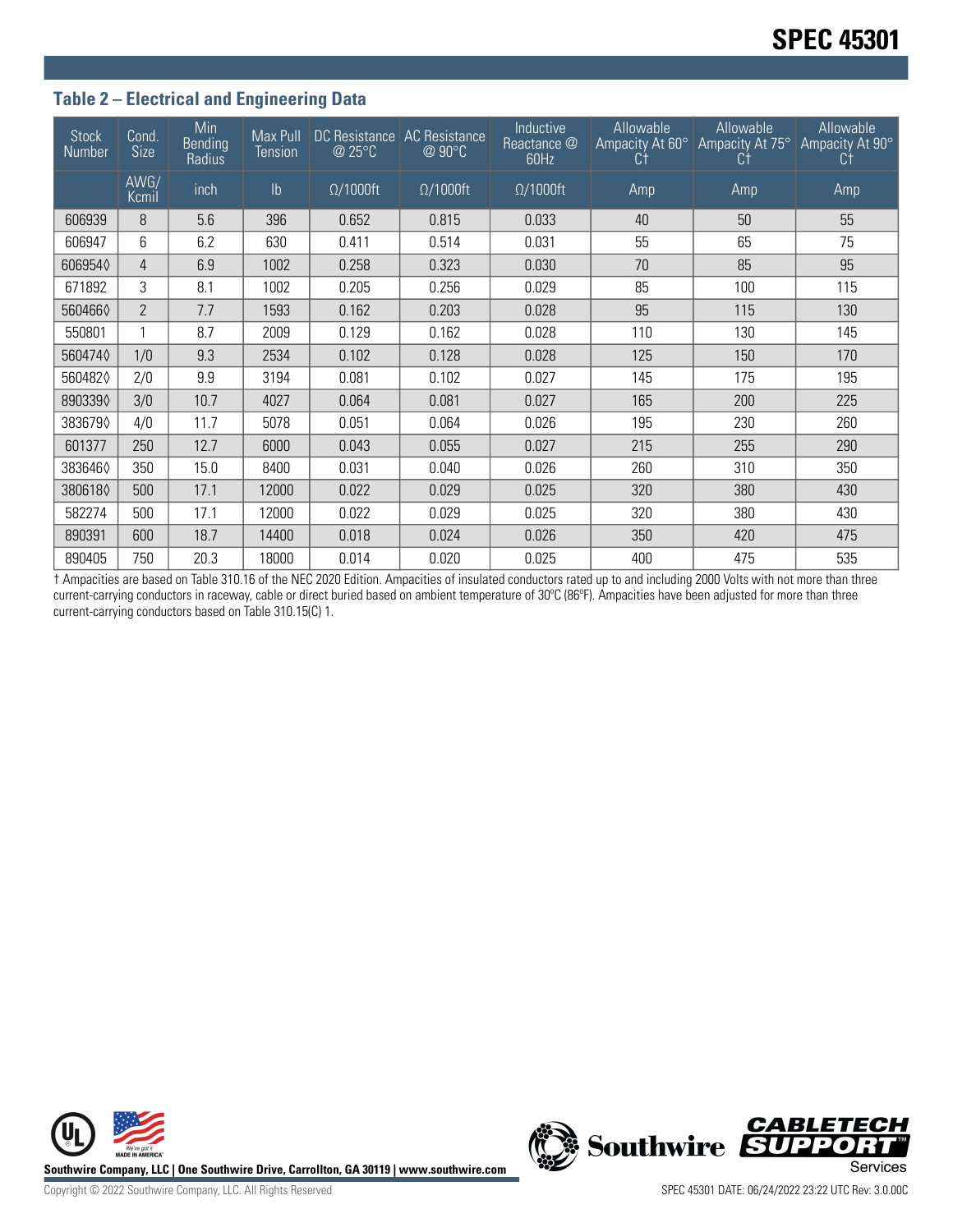## Table 2 – Electrical and Engineering Data

| Stock Number | Cond. Size | Min Bending Radius | Max Pull Tension | DC Resistance @ 25°C | AC Resistance @ 90°C | Inductive Reactance @ 60Hz | Allowable Ampacity At 60° C† | Allowable Ampacity At 75° C† | Allowable Ampacity At 90° C† |
|---|---|---|---|---|---|---|---|---|---|
| | AWG/ Kcmil | inch | lb | Ω/1000ft | Ω/1000ft | Ω/1000ft | Amp | Amp | Amp |
| 606939 | 8 | 5.6 | 396 | 0.652 | 0.815 | 0.033 | 40 | 50 | 55 |
| 606947 | 6 | 6.2 | 630 | 0.411 | 0.514 | 0.031 | 55 | 65 | 75 |
| 606954◊ | 4 | 6.9 | 1002 | 0.258 | 0.323 | 0.030 | 70 | 85 | 95 |
| 671892 | 3 | 8.1 | 1002 | 0.205 | 0.256 | 0.029 | 85 | 100 | 115 |
| 560466◊ | 2 | 7.7 | 1593 | 0.162 | 0.203 | 0.028 | 95 | 115 | 130 |
| 550801 | 1 | 8.7 | 2009 | 0.129 | 0.162 | 0.028 | 110 | 130 | 145 |
| 560474◊ | 1/0 | 9.3 | 2534 | 0.102 | 0.128 | 0.028 | 125 | 150 | 170 |
| 560482◊ | 2/0 | 9.9 | 3194 | 0.081 | 0.102 | 0.027 | 145 | 175 | 195 |
| 890339◊ | 3/0 | 10.7 | 4027 | 0.064 | 0.081 | 0.027 | 165 | 200 | 225 |
| 383679◊ | 4/0 | 11.7 | 5078 | 0.051 | 0.064 | 0.026 | 195 | 230 | 260 |
| 601377 | 250 | 12.7 | 6000 | 0.043 | 0.055 | 0.027 | 215 | 255 | 290 |
| 383646◊ | 350 | 15.0 | 8400 | 0.031 | 0.040 | 0.026 | 260 | 310 | 350 |
| 380618◊ | 500 | 17.1 | 12000 | 0.022 | 0.029 | 0.025 | 320 | 380 | 430 |
| 582274 | 500 | 17.1 | 12000 | 0.022 | 0.029 | 0.025 | 320 | 380 | 430 |
| 890391 | 600 | 18.7 | 14400 | 0.018 | 0.024 | 0.026 | 350 | 420 | 475 |
| 890405 | 750 | 20.3 | 18000 | 0.014 | 0.020 | 0.025 | 400 | 475 | 535 |

† Ampacities are based on Table 310.16 of the NEC 2020 Edition. Ampacities of insulated conductors rated up to and including 2000 Volts with not more than three current-carrying conductors in raceway, cable or direct buried based on ambient temperature of 30ºC (86ºF). Ampacities have been adjusted for more than three current-carrying conductors based on Table 310.15(C) 1.

Southwire Company, LLC | One Southwire Drive, Carrollton, GA 30119 | www.southwire.com

Copyright © 2022 Southwire Company, LLC. All Rights Reserved

SPEC 45301 DATE: 06/24/2022 23:22 UTC Rev: 3.0.00C